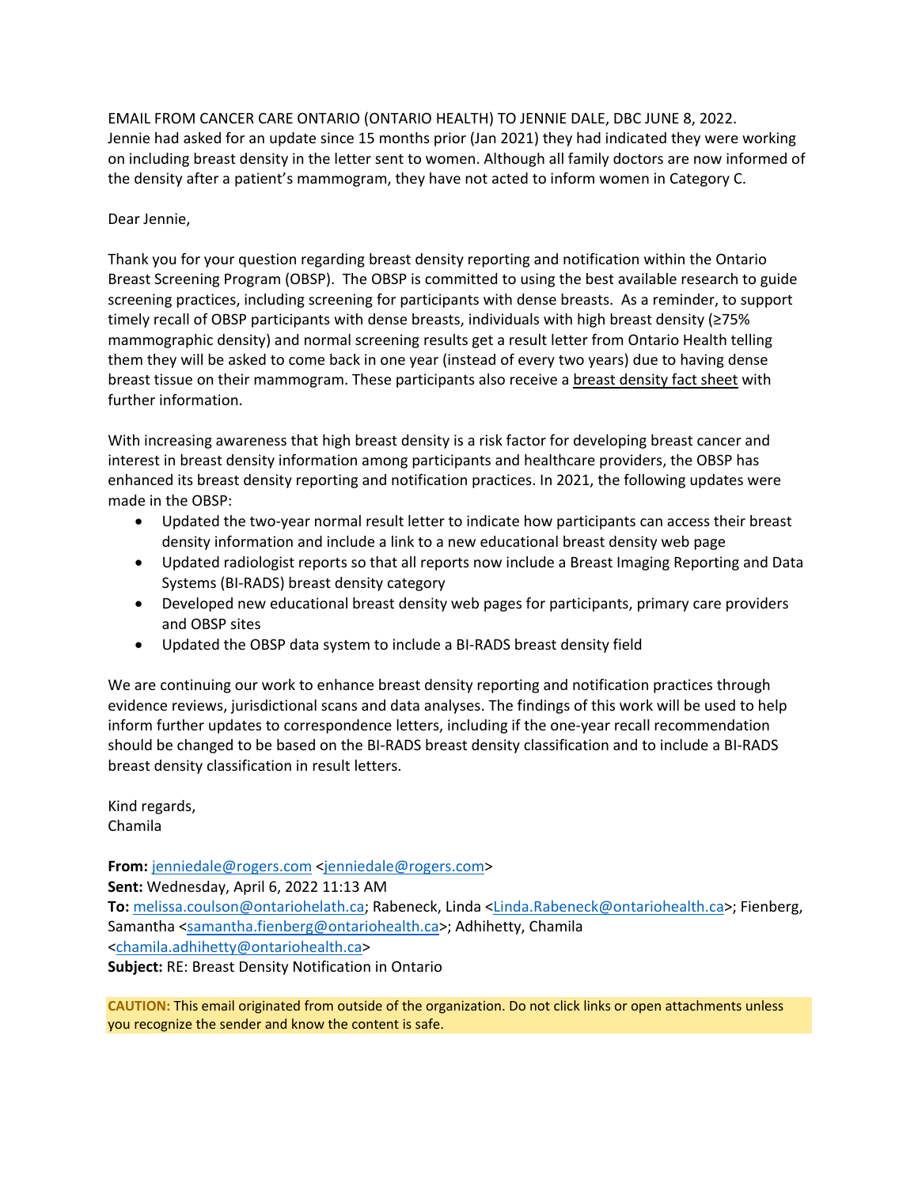EMAIL FROM CANCER CARE ONTARIO (ONTARIO HEALTH) TO JENNIE DALE, DBC JUNE 8, 2022. Jennie had asked for an update since 15 months prior (Jan 2021) they had indicated they were working on including breast density in the letter sent to women. Although all family doctors are now informed of the density after a patient's mammogram, they have not acted to inform women in Category C.

Dear Jennie,

Thank you for your question regarding breast density reporting and notification within the Ontario Breast Screening Program (OBSP). The OBSP is committed to using the best available research to guide screening practices, including screening for participants with dense breasts. As a reminder, to support timely recall of OBSP participants with dense breasts, individuals with high breast density (≥75% mammographic density) and normal screening results get a result letter from Ontario Health telling them they will be asked to come back in one year (instead of every two years) due to having dense breast tissue on their mammogram. These participants also receive a breast density fact sheet with further information.

With increasing awareness that high breast density is a risk factor for developing breast cancer and interest in breast density information among participants and healthcare providers, the OBSP has enhanced its breast density reporting and notification practices. In 2021, the following updates were made in the OBSP:

- Updated the two-year normal result letter to indicate how participants can access their breast density information and include a link to a new educational breast density web page
- Updated radiologist reports so that all reports now include a Breast Imaging Reporting and Data Systems (BI-RADS) breast density category
- Developed new educational breast density web pages for participants, primary care providers and OBSP sites
- Updated the OBSP data system to include a BI-RADS breast density field

We are continuing our work to enhance breast density reporting and notification practices through evidence reviews, jurisdictional scans and data analyses. The findings of this work will be used to help inform further updates to correspondence letters, including if the one-year recall recommendation should be changed to be based on the BI-RADS breast density classification and to include a BI-RADS breast density classification in result letters.

Kind regards,
Chamila

**From:** jenniedale@rogers.com <jenniedale@rogers.com>
**Sent:** Wednesday, April 6, 2022 11:13 AM
**To:** melissa.coulson@ontariohelath.ca; Rabeneck, Linda <Linda.Rabeneck@ontariohealth.ca>; Fienberg, Samantha <samantha.fienberg@ontariohealth.ca>; Adhihetty, Chamila <chamila.adhihetty@ontariohealth.ca>
**Subject:** RE: Breast Density Notification in Ontario

**CAUTION:** This email originated from outside of the organization. Do not click links or open attachments unless you recognize the sender and know the content is safe.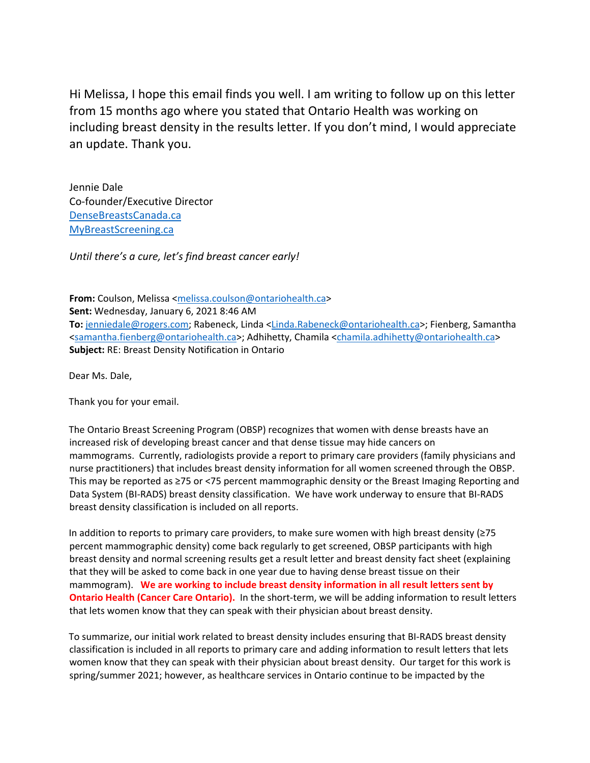Hi Melissa, I hope this email finds you well. I am writing to follow up on this letter from 15 months ago where you stated that Ontario Health was working on including breast density in the results letter. If you don't mind, I would appreciate an update. Thank you.

Jennie Dale
Co-founder/Executive Director
[DenseBreastsCanada.ca](DenseBreastsCanada.ca)
[MyBreastScreening.ca](MyBreastScreening.ca)

*Until there's a cure, let's find breast cancer early!*

**From:** Coulson, Melissa <melissa.coulson@ontariohealth.ca>
**Sent:** Wednesday, January 6, 2021 8:46 AM
**To:** jenniedale@rogers.com; Rabeneck, Linda <Linda.Rabeneck@ontariohealth.ca>; Fienberg, Samantha <samantha.fienberg@ontariohealth.ca>; Adhihetty, Chamila <chamila.adhihetty@ontariohealth.ca>
**Subject:** RE: Breast Density Notification in Ontario

Dear Ms. Dale,

Thank you for your email.

The Ontario Breast Screening Program (OBSP) recognizes that women with dense breasts have an increased risk of developing breast cancer and that dense tissue may hide cancers on mammograms. Currently, radiologists provide a report to primary care providers (family physicians and nurse practitioners) that includes breast density information for all women screened through the OBSP. This may be reported as ≥75 or <75 percent mammographic density or the Breast Imaging Reporting and Data System (BI-RADS) breast density classification. We have work underway to ensure that BI-RADS breast density classification is included on all reports.

In addition to reports to primary care providers, to make sure women with high breast density (≥75 percent mammographic density) come back regularly to get screened, OBSP participants with high breast density and normal screening results get a result letter and breast density fact sheet (explaining that they will be asked to come back in one year due to having dense breast tissue on their mammogram). **We are working to include breast density information in all result letters sent by Ontario Health (Cancer Care Ontario).** In the short-term, we will be adding information to result letters that lets women know that they can speak with their physician about breast density.

To summarize, our initial work related to breast density includes ensuring that BI-RADS breast density classification is included in all reports to primary care and adding information to result letters that lets women know that they can speak with their physician about breast density. Our target for this work is spring/summer 2021; however, as healthcare services in Ontario continue to be impacted by the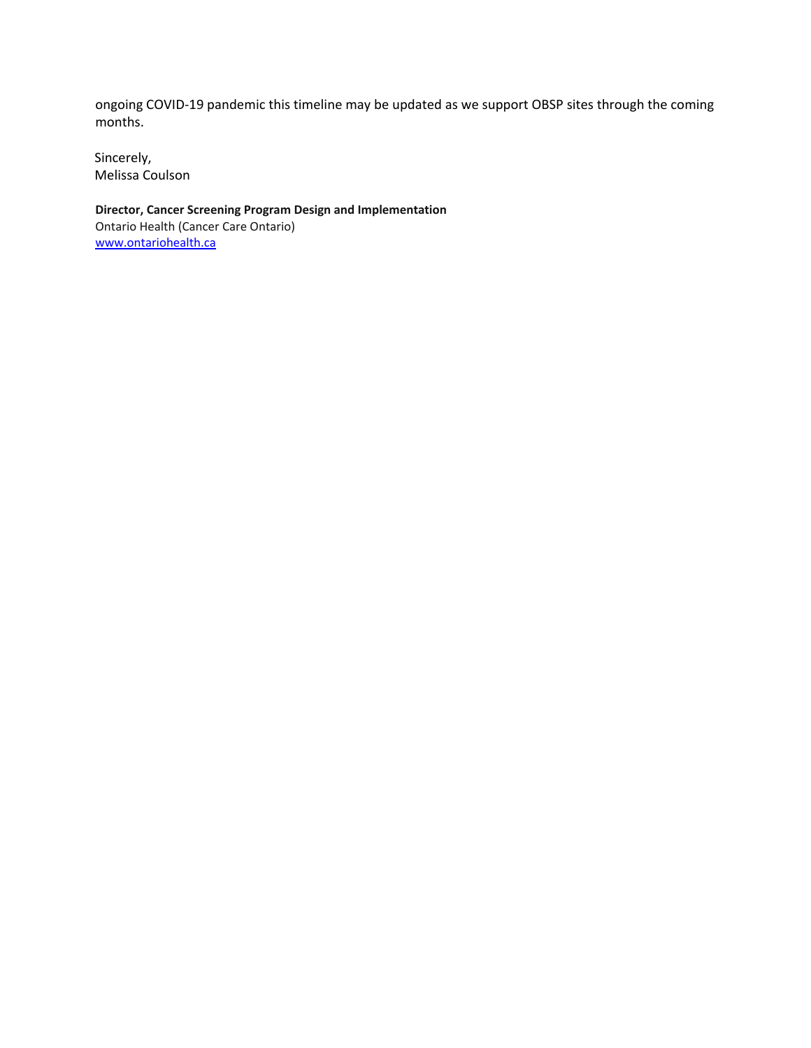ongoing COVID-19 pandemic this timeline may be updated as we support OBSP sites through the coming months.

Sincerely,
Melissa Coulson

**Director, Cancer Screening Program Design and Implementation**
Ontario Health (Cancer Care Ontario)
[www.ontariohealth.ca](http://www.ontariohealth.ca)